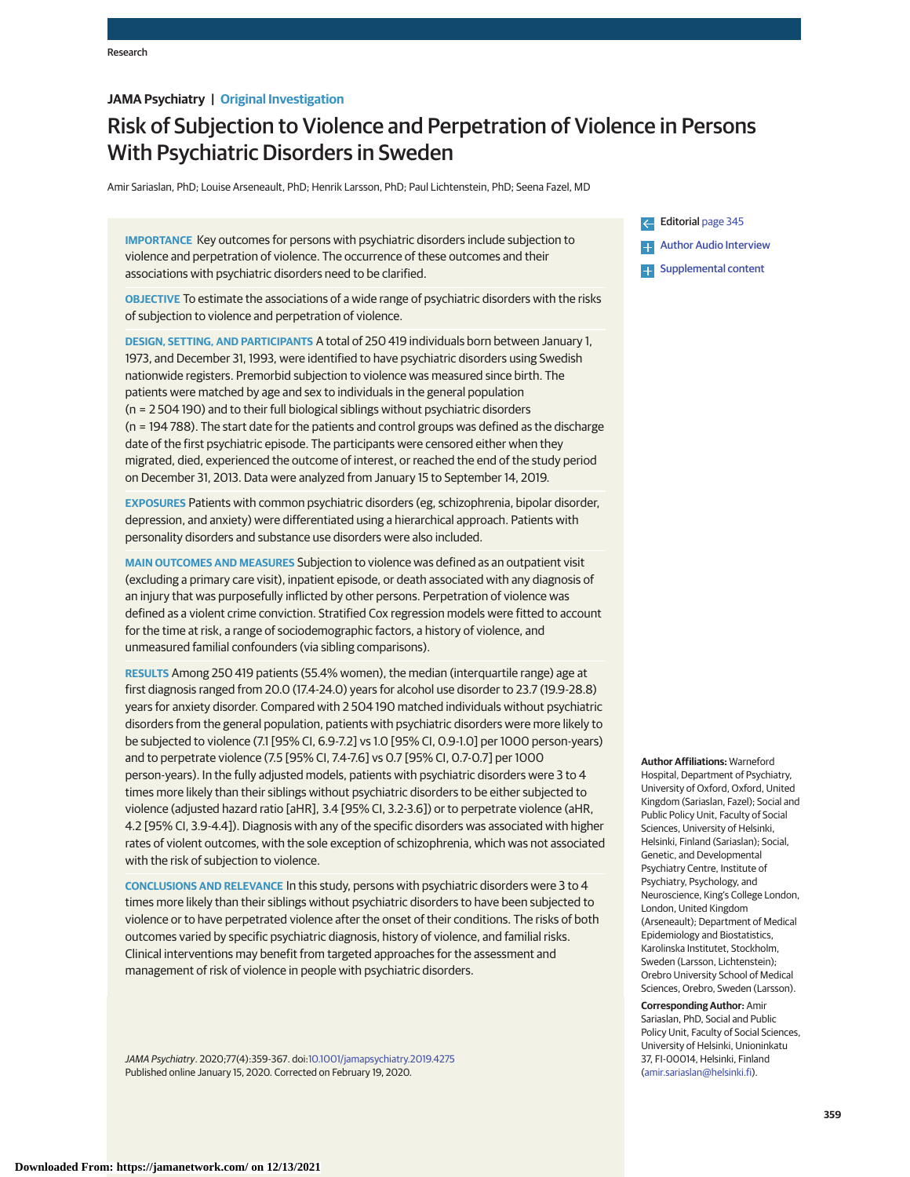**JAMA Psychiatry** | **Original Investigation**

# Risk of Subjection to Violence and Perpetration of Violence in Persons With Psychiatric Disorders in Sweden

Amir Sariaslan, PhD; Louise Arseneault, PhD; Henrik Larsson, PhD; Paul Lichtenstein, PhD; Seena Fazel, MD

**IMPORTANCE** Key outcomes for persons with psychiatric disorders include subjection to violence and perpetration of violence. The occurrence of these outcomes and their associations with psychiatric disorders need to be clarified.

**OBJECTIVE** To estimate the associations of a wide range of psychiatric disorders with the risks of subjection to violence and perpetration of violence.

**DESIGN, SETTING, AND PARTICIPANTS** A total of 250 419 individuals born between January 1, 1973, and December 31, 1993, were identified to have psychiatric disorders using Swedish nationwide registers. Premorbid subjection to violence was measured since birth. The patients were matched by age and sex to individuals in the general population (n = 2 504 190) and to their full biological siblings without psychiatric disorders (n = 194 788). The start date for the patients and control groups was defined as the discharge date of the first psychiatric episode. The participants were censored either when they migrated, died, experienced the outcome of interest, or reached the end of the study period on December 31, 2013. Data were analyzed from January 15 to September 14, 2019.

**EXPOSURES** Patients with common psychiatric disorders (eg, schizophrenia, bipolar disorder, depression, and anxiety) were differentiated using a hierarchical approach. Patients with personality disorders and substance use disorders were also included.

**MAIN OUTCOMES AND MEASURES** Subjection to violence was defined as an outpatient visit (excluding a primary care visit), inpatient episode, or death associated with any diagnosis of an injury that was purposefully inflicted by other persons. Perpetration of violence was defined as a violent crime conviction. Stratified Cox regression models were fitted to account for the time at risk, a range of sociodemographic factors, a history of violence, and unmeasured familial confounders (via sibling comparisons).

**RESULTS** Among 250 419 patients (55.4% women), the median (interquartile range) age at first diagnosis ranged from 20.0 (17.4-24.0) years for alcohol use disorder to 23.7 (19.9-28.8) years for anxiety disorder. Compared with 2 504 190 matched individuals without psychiatric disorders from the general population, patients with psychiatric disorders were more likely to be subjected to violence (7.1 [95% CI, 6.9-7.2] vs 1.0 [95% CI, 0.9-1.0] per 1000 person-years) and to perpetrate violence (7.5 [95% CI, 7.4-7.6] vs 0.7 [95% CI, 0.7-0.7] per 1000 person-years). In the fully adjusted models, patients with psychiatric disorders were 3 to 4 times more likely than their siblings without psychiatric disorders to be either subjected to violence (adjusted hazard ratio [aHR], 3.4 [95% CI, 3.2-3.6]) or to perpetrate violence (aHR, 4.2 [95% CI, 3.9-4.4]). Diagnosis with any of the specific disorders was associated with higher rates of violent outcomes, with the sole exception of schizophrenia, which was not associated with the risk of subjection to violence.

**CONCLUSIONS AND RELEVANCE** In this study, persons with psychiatric disorders were 3 to 4 times more likely than their siblings without psychiatric disorders to have been subjected to violence or to have perpetrated violence after the onset of their conditions. The risks of both outcomes varied by specific psychiatric diagnosis, history of violence, and familial risks. Clinical interventions may benefit from targeted approaches for the assessment and management of risk of violence in people with psychiatric disorders.

*JAMA Psychiatry*. 2020;77(4):359-367. doi:10.1001/jamapsychiatry.2019.4275
Published online January 15, 2020. Corrected on February 19, 2020.

Editorial page 345

Author Audio Interview

Supplemental content

**Author Affiliations:** Warneford Hospital, Department of Psychiatry, University of Oxford, Oxford, United Kingdom (Sariaslan, Fazel); Social and Public Policy Unit, Faculty of Social Sciences, University of Helsinki, Helsinki, Finland (Sariaslan); Social, Genetic, and Developmental Psychiatry Centre, Institute of Psychiatry, Psychology, and Neuroscience, King's College London, London, United Kingdom (Arseneault); Department of Medical Epidemiology and Biostatistics, Karolinska Institutet, Stockholm, Sweden (Larsson, Lichtenstein); Orebro University School of Medical Sciences, Orebro, Sweden (Larsson).

**Corresponding Author:** Amir Sariaslan, PhD, Social and Public Policy Unit, Faculty of Social Sciences, University of Helsinki, Unioninkatu 37, FI-00014, Helsinki, Finland (amir.sariaslan@helsinki.fi).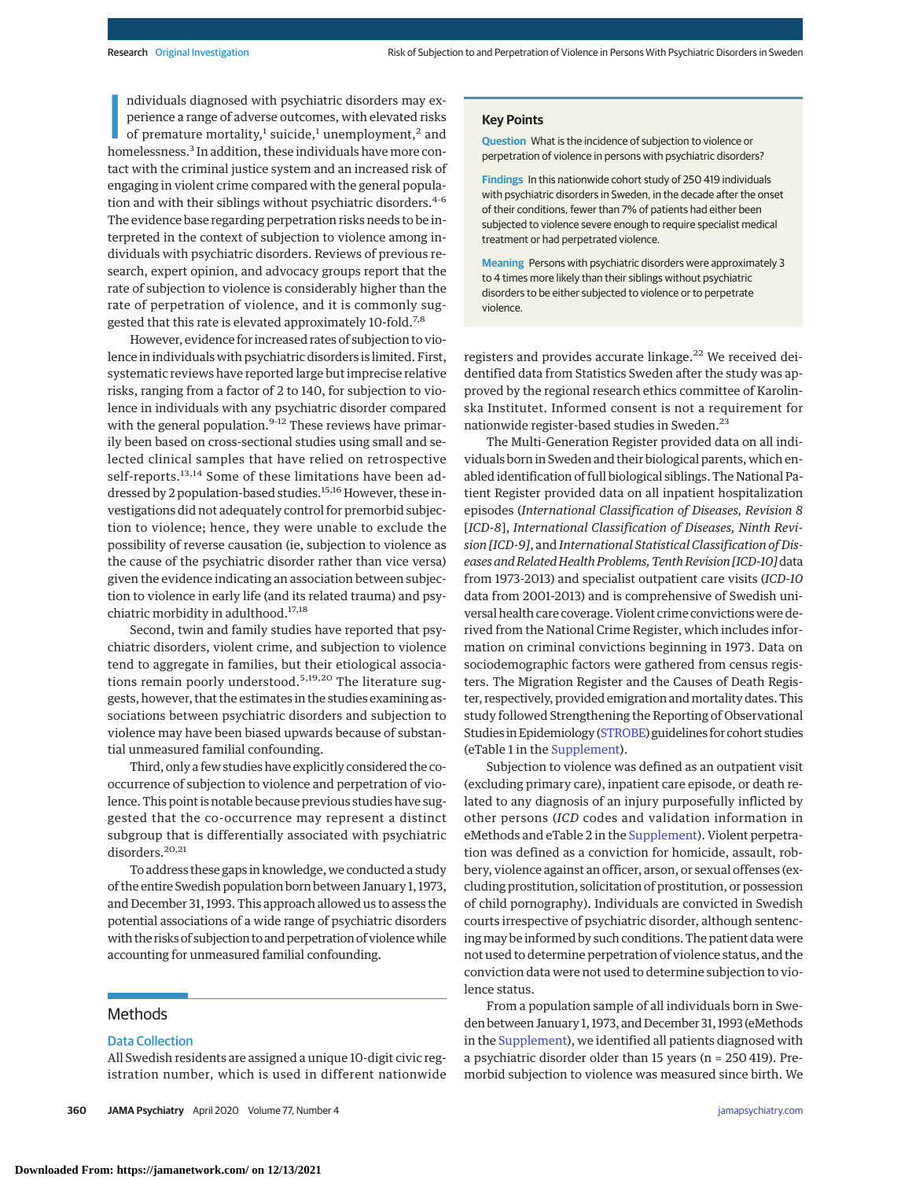Individuals diagnosed with psychiatric disorders may experience a range of adverse outcomes, with elevated risks of premature mortality,[1] suicide,[1] unemployment,[2] and homelessness.[3] In addition, these individuals have more contact with the criminal justice system and an increased risk of engaging in violent crime compared with the general population and with their siblings without psychiatric disorders.[4-6] The evidence base regarding perpetration risks needs to be interpreted in the context of subjection to violence among individuals with psychiatric disorders. Reviews of previous research, expert opinion, and advocacy groups report that the rate of subjection to violence is considerably higher than the rate of perpetration of violence, and it is commonly suggested that this rate is elevated approximately 10-fold.[7,8]

However, evidence for increased rates of subjection to violence in individuals with psychiatric disorders is limited. First, systematic reviews have reported large but imprecise relative risks, ranging from a factor of 2 to 140, for subjection to violence in individuals with any psychiatric disorder compared with the general population.[9-12] These reviews have primarily been based on cross-sectional studies using small and selected clinical samples that have relied on retrospective self-reports.[13,14] Some of these limitations have been addressed by 2 population-based studies.[15,16] However, these investigations did not adequately control for premorbid subjection to violence; hence, they were unable to exclude the possibility of reverse causation (ie, subjection to violence as the cause of the psychiatric disorder rather than vice versa) given the evidence indicating an association between subjection to violence in early life (and its related trauma) and psychiatric morbidity in adulthood.[17,18]

Second, twin and family studies have reported that psychiatric disorders, violent crime, and subjection to violence tend to aggregate in families, but their etiological associations remain poorly understood.[5,19,20] The literature suggests, however, that the estimates in the studies examining associations between psychiatric disorders and subjection to violence may have been biased upwards because of substantial unmeasured familial confounding.

Third, only a few studies have explicitly considered the co-occurrence of subjection to violence and perpetration of violence. This point is notable because previous studies have suggested that the co-occurrence may represent a distinct subgroup that is differentially associated with psychiatric disorders.[20,21]

To address these gaps in knowledge, we conducted a study of the entire Swedish population born between January 1, 1973, and December 31, 1993. This approach allowed us to assess the potential associations of a wide range of psychiatric disorders with the risks of subjection to and perpetration of violence while accounting for unmeasured familial confounding.

> **Key Points**
>
> **Question** What is the incidence of subjection to violence or perpetration of violence in persons with psychiatric disorders?
>
> **Findings** In this nationwide cohort study of 250 419 individuals with psychiatric disorders in Sweden, in the decade after the onset of their conditions, fewer than 7% of patients had either been subjected to violence severe enough to require specialist medical treatment or had perpetrated violence.
>
> **Meaning** Persons with psychiatric disorders were approximately 3 to 4 times more likely than their siblings without psychiatric disorders to be either subjected to violence or to perpetrate violence.

## Methods

### Data Collection

All Swedish residents are assigned a unique 10-digit civic registration number, which is used in different nationwide registers and provides accurate linkage.[22] We received deidentified data from Statistics Sweden after the study was approved by the regional research ethics committee of Karolinska Institutet. Informed consent is not a requirement for nationwide register-based studies in Sweden.[23]

The Multi-Generation Register provided data on all individuals born in Sweden and their biological parents, which enabled identification of full biological siblings. The National Patient Register provided data on all inpatient hospitalization episodes (*International Classification of Diseases, Revision 8* [*ICD-8*], *International Classification of Diseases, Ninth Revision [ICD-9]*, and *International Statistical Classification of Diseases and Related Health Problems, Tenth Revision [ICD-10]* data from 1973-2013) and specialist outpatient care visits (*ICD-10* data from 2001-2013) and is comprehensive of Swedish universal health care coverage. Violent crime convictions were derived from the National Crime Register, which includes information on criminal convictions beginning in 1973. Data on sociodemographic factors were gathered from census registers. The Migration Register and the Causes of Death Register, respectively, provided emigration and mortality dates. This study followed Strengthening the Reporting of Observational Studies in Epidemiology (STROBE) guidelines for cohort studies (eTable 1 in the Supplement).

Subjection to violence was defined as an outpatient visit (excluding primary care), inpatient care episode, or death related to any diagnosis of an injury purposefully inflicted by other persons (*ICD* codes and validation information in eMethods and eTable 2 in the Supplement). Violent perpetration was defined as a conviction for homicide, assault, robbery, violence against an officer, arson, or sexual offenses (excluding prostitution, solicitation of prostitution, or possession of child pornography). Individuals are convicted in Swedish courts irrespective of psychiatric disorder, although sentencing may be informed by such conditions. The patient data were not used to determine perpetration of violence status, and the conviction data were not used to determine subjection to violence status.

From a population sample of all individuals born in Sweden between January 1, 1973, and December 31, 1993 (eMethods in the Supplement), we identified all patients diagnosed with a psychiatric disorder older than 15 years (n = 250 419). Premorbid subjection to violence was measured since birth. We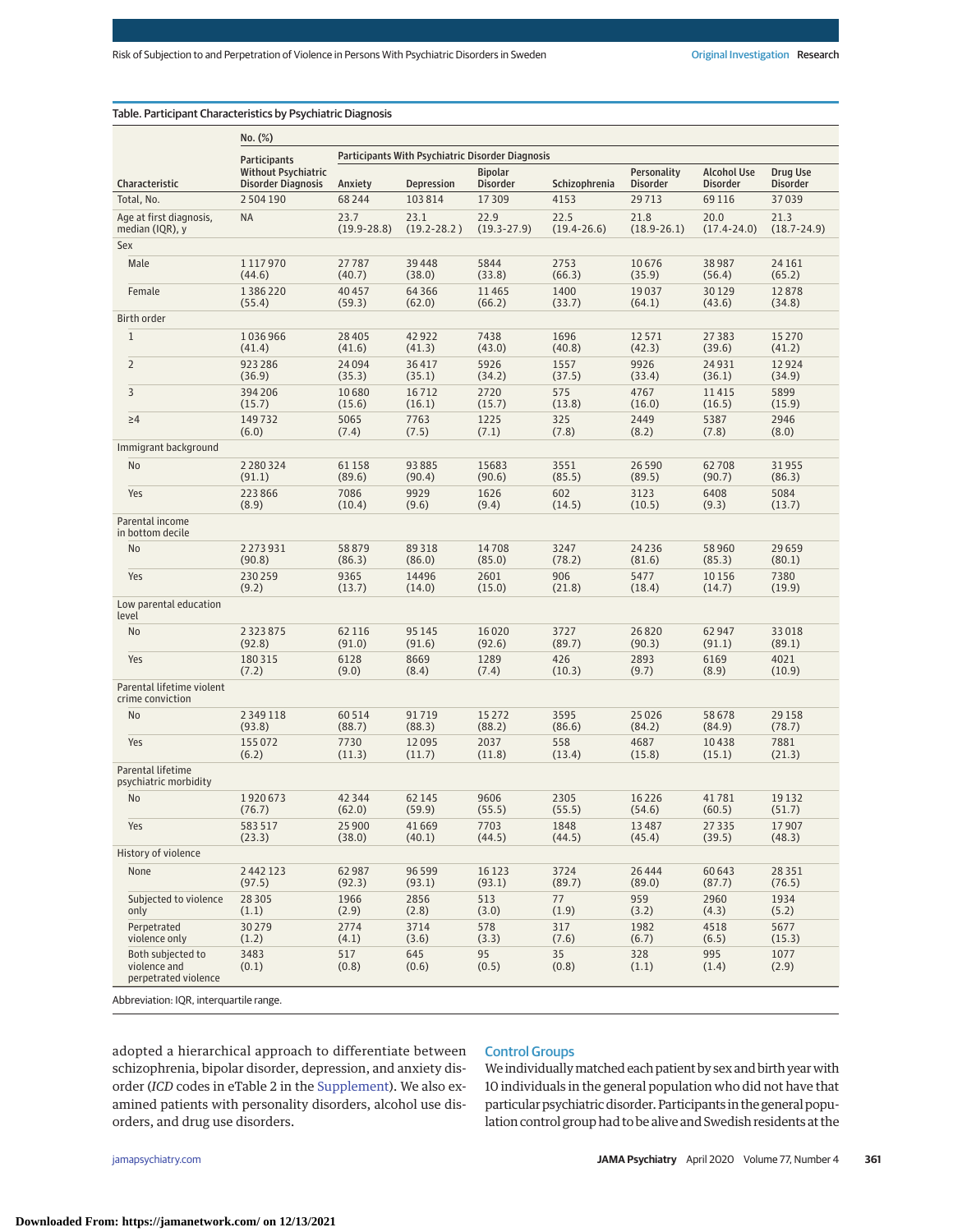Table. Participant Characteristics by Psychiatric Diagnosis

| Characteristic | No. (%) | | | | | | | |
|---|---|---|---|---|---|---|---|---|
| | Participants Without Psychiatric Disorder Diagnosis | Participants With Psychiatric Disorder Diagnosis | | | | | | |
| | | Anxiety | Depression | Bipolar Disorder | Schizophrenia | Personality Disorder | Alcohol Use Disorder | Drug Use Disorder |
| Total, No. | 2 504 190 | 68 244 | 103 814 | 17 309 | 4153 | 29 713 | 69 116 | 37 039 |
| Age at first diagnosis, median (IQR), y | NA | 23.7 (19.9-28.8) | 23.1 (19.2-28.2 ) | 22.9 (19.3-27.9) | 22.5 (19.4-26.6) | 21.8 (18.9-26.1) | 20.0 (17.4-24.0) | 21.3 (18.7-24.9) |
| Sex | | | | | | | | |
| Male | 1 117 970 (44.6) | 27 787 (40.7) | 39 448 (38.0) | 5844 (33.8) | 2753 (66.3) | 10 676 (35.9) | 38 987 (56.4) | 24 161 (65.2) |
| Female | 1 386 220 (55.4) | 40 457 (59.3) | 64 366 (62.0) | 11 465 (66.2) | 1400 (33.7) | 19 037 (64.1) | 30 129 (43.6) | 12 878 (34.8) |
| Birth order | | | | | | | | |
| 1 | 1 036 966 (41.4) | 28 405 (41.6) | 42 922 (41.3) | 7438 (43.0) | 1696 (40.8) | 12 571 (42.3) | 27 383 (39.6) | 15 270 (41.2) |
| 2 | 923 286 (36.9) | 24 094 (35.3) | 36 417 (35.1) | 5926 (34.2) | 1557 (37.5) | 9926 (33.4) | 24 931 (36.1) | 12 924 (34.9) |
| 3 | 394 206 (15.7) | 10 680 (15.6) | 16 712 (16.1) | 2720 (15.7) | 575 (13.8) | 4767 (16.0) | 11 415 (16.5) | 5899 (15.9) |
| ≥4 | 149 732 (6.0) | 5065 (7.4) | 7763 (7.5) | 1225 (7.1) | 325 (7.8) | 2449 (8.2) | 5387 (7.8) | 2946 (8.0) |
| Immigrant background | | | | | | | | |
| No | 2 280 324 (91.1) | 61 158 (89.6) | 93 885 (90.4) | 15683 (90.6) | 3551 (85.5) | 26 590 (89.5) | 62 708 (90.7) | 31 955 (86.3) |
| Yes | 223 866 (8.9) | 7086 (10.4) | 9929 (9.6) | 1626 (9.4) | 602 (14.5) | 3123 (10.5) | 6408 (9.3) | 5084 (13.7) |
| Parental income in bottom decile | | | | | | | | |
| No | 2 273 931 (90.8) | 58 879 (86.3) | 89 318 (86.0) | 14 708 (85.0) | 3247 (78.2) | 24 236 (81.6) | 58 960 (85.3) | 29 659 (80.1) |
| Yes | 230 259 (9.2) | 9365 (13.7) | 14496 (14.0) | 2601 (15.0) | 906 (21.8) | 5477 (18.4) | 10 156 (14.7) | 7380 (19.9) |
| Low parental education level | | | | | | | | |
| No | 2 323 875 (92.8) | 62 116 (91.0) | 95 145 (91.6) | 16 020 (92.6) | 3727 (89.7) | 26 820 (90.3) | 62 947 (91.1) | 33 018 (89.1) |
| Yes | 180 315 (7.2) | 6128 (9.0) | 8669 (8.4) | 1289 (7.4) | 426 (10.3) | 2893 (9.7) | 6169 (8.9) | 4021 (10.9) |
| Parental lifetime violent crime conviction | | | | | | | | |
| No | 2 349 118 (93.8) | 60 514 (88.7) | 91 719 (88.3) | 15 272 (88.2) | 3595 (86.6) | 25 026 (84.2) | 58 678 (84.9) | 29 158 (78.7) |
| Yes | 155 072 (6.2) | 7730 (11.3) | 12 095 (11.7) | 2037 (11.8) | 558 (13.4) | 4687 (15.8) | 10 438 (15.1) | 7881 (21.3) |
| Parental lifetime psychiatric morbidity | | | | | | | | |
| No | 1 920 673 (76.7) | 42 344 (62.0) | 62 145 (59.9) | 9606 (55.5) | 2305 (55.5) | 16 226 (54.6) | 41 781 (60.5) | 19 132 (51.7) |
| Yes | 583 517 (23.3) | 25 900 (38.0) | 41 669 (40.1) | 7703 (44.5) | 1848 (44.5) | 13 487 (45.4) | 27 335 (39.5) | 17 907 (48.3) |
| History of violence | | | | | | | | |
| None | 2 442 123 (97.5) | 62 987 (92.3) | 96 599 (93.1) | 16 123 (93.1) | 3724 (89.7) | 26 444 (89.0) | 60 643 (87.7) | 28 351 (76.5) |
| Subjected to violence only | 28 305 (1.1) | 1966 (2.9) | 2856 (2.8) | 513 (3.0) | 77 (1.9) | 959 (3.2) | 2960 (4.3) | 1934 (5.2) |
| Perpetrated violence only | 30 279 (1.2) | 2774 (4.1) | 3714 (3.6) | 578 (3.3) | 317 (7.6) | 1982 (6.7) | 4518 (6.5) | 5677 (15.3) |
| Both subjected to violence and perpetrated violence | 3483 (0.1) | 517 (0.8) | 645 (0.6) | 95 (0.5) | 35 (0.8) | 328 (1.1) | 995 (1.4) | 1077 (2.9) |

Abbreviation: IQR, interquartile range.

adopted a hierarchical approach to differentiate between schizophrenia, bipolar disorder, depression, and anxiety disorder (*ICD* codes in eTable 2 in the Supplement). We also examined patients with personality disorders, alcohol use disorders, and drug use disorders.

## Control Groups

We individually matched each patient by sex and birth year with 10 individuals in the general population who did not have that particular psychiatric disorder. Participants in the general population control group had to be alive and Swedish residents at the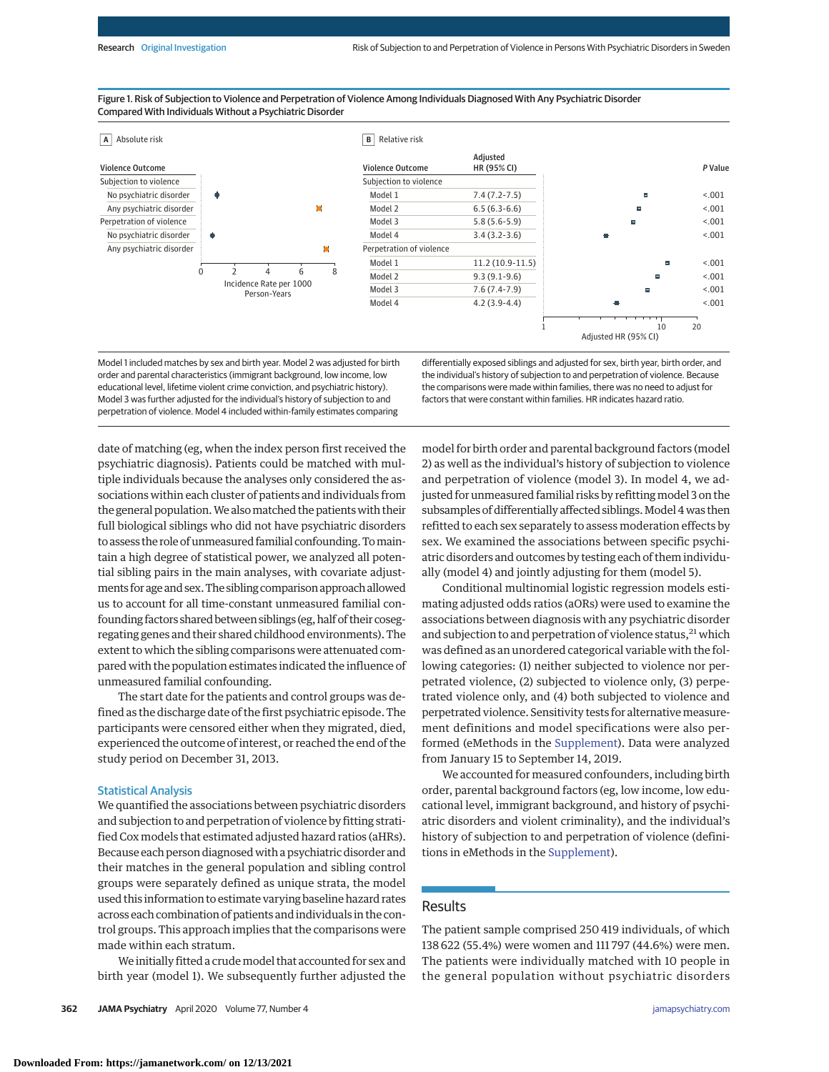Figure 1. Risk of Subjection to Violence and Perpetration of Violence Among Individuals Diagnosed With Any Psychiatric Disorder Compared With Individuals Without a Psychiatric Disorder

**A** Absolute risk

| Violence Outcome |
|---|
| Subjection to violence |
| No psychiatric disorder |
| Any psychiatric disorder |
| Perpetration of violence |
| No psychiatric disorder |
| Any psychiatric disorder |

Incidence Rate per 1000 Person-Years

**B** Relative risk

| Violence Outcome | Adjusted HR (95% CI) | P Value |
|---|---|---|
| Subjection to violence | | |
| Model 1 | 7.4 (7.2-7.5) | <.001 |
| Model 2 | 6.5 (6.3-6.6) | <.001 |
| Model 3 | 5.8 (5.6-5.9) | <.001 |
| Model 4 | 3.4 (3.2-3.6) | <.001 |
| Perpetration of violence | | |
| Model 1 | 11.2 (10.9-11.5) | <.001 |
| Model 2 | 9.3 (9.1-9.6) | <.001 |
| Model 3 | 7.6 (7.4-7.9) | <.001 |
| Model 4 | 4.2 (3.9-4.4) | <.001 |

Adjusted HR (95% CI)

Model 1 included matches by sex and birth year. Model 2 was adjusted for birth order and parental characteristics (immigrant background, low income, low educational level, lifetime violent crime conviction, and psychiatric history). Model 3 was further adjusted for the individual's history of subjection to and perpetration of violence. Model 4 included within-family estimates comparing differentially exposed siblings and adjusted for sex, birth year, birth order, and the individual's history of subjection to and perpetration of violence. Because the comparisons were made within families, there was no need to adjust for factors that were constant within families. HR indicates hazard ratio.

date of matching (eg, when the index person first received the psychiatric diagnosis). Patients could be matched with multiple individuals because the analyses only considered the associations within each cluster of patients and individuals from the general population. We also matched the patients with their full biological siblings who did not have psychiatric disorders to assess the role of unmeasured familial confounding. To maintain a high degree of statistical power, we analyzed all potential sibling pairs in the main analyses, with covariate adjustments for age and sex. The sibling comparison approach allowed us to account for all time-constant unmeasured familial confounding factors shared between siblings (eg, half of their cosegregating genes and their shared childhood environments). The extent to which the sibling comparisons were attenuated compared with the population estimates indicated the influence of unmeasured familial confounding.

The start date for the patients and control groups was defined as the discharge date of the first psychiatric episode. The participants were censored either when they migrated, died, experienced the outcome of interest, or reached the end of the study period on December 31, 2013.

## Statistical Analysis

We quantified the associations between psychiatric disorders and subjection to and perpetration of violence by fitting stratified Cox models that estimated adjusted hazard ratios (aHRs). Because each person diagnosed with a psychiatric disorder and their matches in the general population and sibling control groups were separately defined as unique strata, the model used this information to estimate varying baseline hazard rates across each combination of patients and individuals in the control groups. This approach implies that the comparisons were made within each stratum.

We initially fitted a crude model that accounted for sex and birth year (model 1). We subsequently further adjusted the model for birth order and parental background factors (model 2) as well as the individual's history of subjection to and perpetration of violence (model 3). In model 4, we adjusted for unmeasured familial risks by refitting model 3 on the subsamples of differentially affected siblings. Model 4 was then refitted to each sex separately to assess moderation effects by sex. We examined the associations between specific psychiatric disorders and outcomes by testing each of them individually (model 4) and jointly adjusting for them (model 5).

Conditional multinomial logistic regression models estimating adjusted odds ratios (aORs) were used to examine the associations between diagnosis with any psychiatric disorder and subjection to and perpetration of violence status,[21] which was defined as an unordered categorical variable with the following categories: (1) neither subjected to violence nor perpetrated violence, (2) subjected to violence only, (3) perpetrated violence only, and (4) both subjected to violence and perpetrated violence. Sensitivity tests for alternative measurement definitions and model specifications were also performed (eMethods in the Supplement). Data were analyzed from January 15 to September 14, 2019.

We accounted for measured confounders, including birth order, parental background factors (eg, low income, low educational level, immigrant background, and history of psychiatric disorders and violent criminality), and the individual's history of subjection to and perpetration of violence (definitions in eMethods in the Supplement).

## Results

The patient sample comprised 250 419 individuals, of which 138 622 (55.4%) were women and 111 797 (44.6%) were men. The patients were individually matched with 10 people in the general population without psychiatric disorders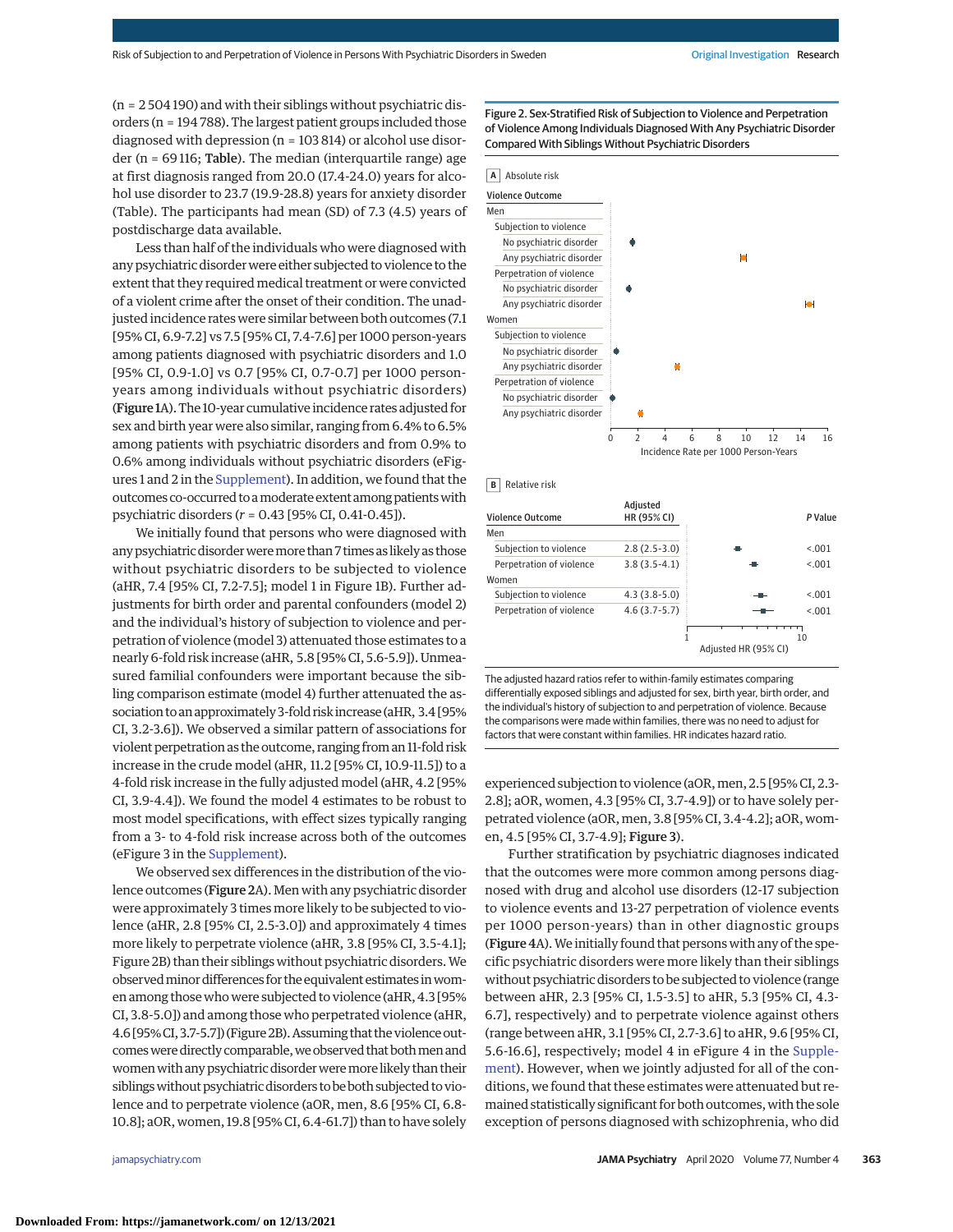(n = 2 504 190) and with their siblings without psychiatric disorders (n = 194 788). The largest patient groups included those diagnosed with depression (n = 103 814) or alcohol use disorder (n = 69 116; **Table**). The median (interquartile range) age at first diagnosis ranged from 20.0 (17.4-24.0) years for alcohol use disorder to 23.7 (19.9-28.8) years for anxiety disorder (Table). The participants had mean (SD) of 7.3 (4.5) years of postdischarge data available.

Less than half of the individuals who were diagnosed with any psychiatric disorder were either subjected to violence to the extent that they required medical treatment or were convicted of a violent crime after the onset of their condition. The unadjusted incidence rates were similar between both outcomes (7.1 [95% CI, 6.9-7.2] vs 7.5 [95% CI, 7.4-7.6] per 1000 person-years among patients diagnosed with psychiatric disorders and 1.0 [95% CI, 0.9-1.0] vs 0.7 [95% CI, 0.7-0.7] per 1000 person-years among individuals without psychiatric disorders) (**Figure 1**A). The 10-year cumulative incidence rates adjusted for sex and birth year were also similar, ranging from 6.4% to 6.5% among patients with psychiatric disorders and from 0.9% to 0.6% among individuals without psychiatric disorders (eFigures 1 and 2 in the Supplement). In addition, we found that the outcomes co-occurred to a moderate extent among patients with psychiatric disorders (*r* = 0.43 [95% CI, 0.41-0.45]).

We initially found that persons who were diagnosed with any psychiatric disorder were more than 7 times as likely as those without psychiatric disorders to be subjected to violence (aHR, 7.4 [95% CI, 7.2-7.5]; model 1 in Figure 1B). Further adjustments for birth order and parental confounders (model 2) and the individual's history of subjection to violence and perpetration of violence (model 3) attenuated those estimates to a nearly 6-fold risk increase (aHR, 5.8 [95% CI, 5.6-5.9]). Unmeasured familial confounders were important because the sibling comparison estimate (model 4) further attenuated the association to an approximately 3-fold risk increase (aHR, 3.4 [95% CI, 3.2-3.6]). We observed a similar pattern of associations for violent perpetration as the outcome, ranging from an 11-fold risk increase in the crude model (aHR, 11.2 [95% CI, 10.9-11.5]) to a 4-fold risk increase in the fully adjusted model (aHR, 4.2 [95% CI, 3.9-4.4]). We found the model 4 estimates to be robust to most model specifications, with effect sizes typically ranging from a 3- to 4-fold risk increase across both of the outcomes (eFigure 3 in the Supplement).

We observed sex differences in the distribution of the violence outcomes (**Figure 2**A). Men with any psychiatric disorder were approximately 3 times more likely to be subjected to violence (aHR, 2.8 [95% CI, 2.5-3.0]) and approximately 4 times more likely to perpetrate violence (aHR, 3.8 [95% CI, 3.5-4.1]; Figure 2B) than their siblings without psychiatric disorders. We observed minor differences for the equivalent estimates in women among those who were subjected to violence (aHR, 4.3 [95% CI, 3.8-5.0]) and among those who perpetrated violence (aHR, 4.6 [95% CI, 3.7-5.7]) (Figure 2B). Assuming that the violence outcomes were directly comparable, we observed that both men and women with any psychiatric disorder were more likely than their siblings without psychiatric disorders to be both subjected to violence and to perpetrate violence (aOR, men, 8.6 [95% CI, 6.8-10.8]; aOR, women, 19.8 [95% CI, 6.4-61.7]) than to have solely experienced subjection to violence (aOR, men, 2.5 [95% CI, 2.3-2.8]; aOR, women, 4.3 [95% CI, 3.7-4.9]) or to have solely perpetrated violence (aOR, men, 3.8 [95% CI, 3.4-4.2]; aOR, women, 4.5 [95% CI, 3.7-4.9]; **Figure 3**).

Further stratification by psychiatric diagnoses indicated that the outcomes were more common among persons diagnosed with drug and alcohol use disorders (12-17 subjection to violence events and 13-27 perpetration of violence events per 1000 person-years) than in other diagnostic groups (**Figure 4**A). We initially found that persons with any of the specific psychiatric disorders were more likely than their siblings without psychiatric disorders to be subjected to violence (range between aHR, 2.3 [95% CI, 1.5-3.5] to aHR, 5.3 [95% CI, 4.3-6.7], respectively) and to perpetrate violence against others (range between aHR, 3.1 [95% CI, 2.7-3.6] to aHR, 9.6 [95% CI, 5.6-16.6], respectively; model 4 in eFigure 4 in the Supplement). However, when we jointly adjusted for all of the conditions, we found that these estimates were attenuated but remained statistically significant for both outcomes, with the sole exception of persons diagnosed with schizophrenia, who did

Figure 2. Sex-Stratified Risk of Subjection to Violence and Perpetration of Violence Among Individuals Diagnosed With Any Psychiatric Disorder Compared With Siblings Without Psychiatric Disorders

**A** Absolute risk

**B** Relative risk

| Violence Outcome | Adjusted HR (95% CI) | *P* Value |
|---|---|---|
| Men | | |
| Subjection to violence | 2.8 (2.5-3.0) | <.001 |
| Perpetration of violence | 3.8 (3.5-4.1) | <.001 |
| Women | | |
| Subjection to violence | 4.3 (3.8-5.0) | <.001 |
| Perpetration of violence | 4.6 (3.7-5.7) | <.001 |

The adjusted hazard ratios refer to within-family estimates comparing differentially exposed siblings and adjusted for sex, birth year, birth order, and the individual's history of subjection to and perpetration of violence. Because the comparisons were made within families, there was no need to adjust for factors that were constant within families. HR indicates hazard ratio.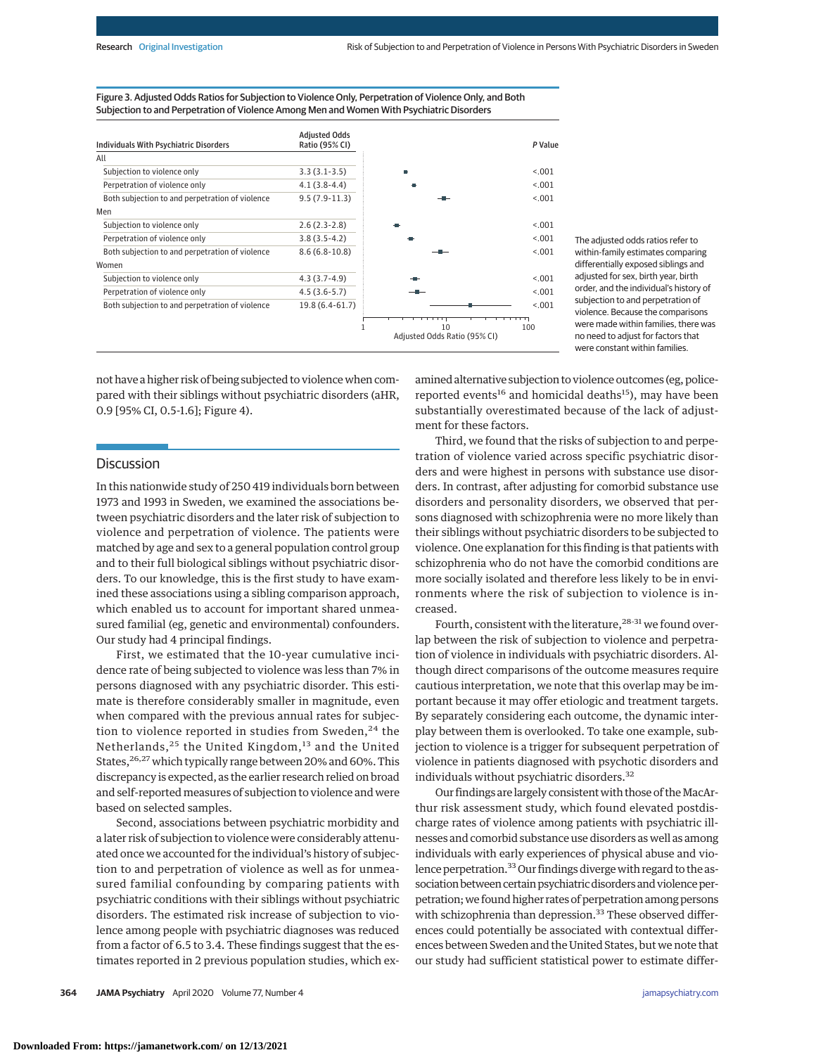Figure 3. Adjusted Odds Ratios for Subjection to Violence Only, Perpetration of Violence Only, and Both Subjection to and Perpetration of Violence Among Men and Women With Psychiatric Disorders

| Individuals With Psychiatric Disorders | Adjusted Odds Ratio (95% CI) | *P* Value |
|---|---|---|
| **All** | | |
| Subjection to violence only | 3.3 (3.1-3.5) | <.001 |
| Perpetration of violence only | 4.1 (3.8-4.4) | <.001 |
| Both subjection to and perpetration of violence | 9.5 (7.9-11.3) | <.001 |
| **Men** | | |
| Subjection to violence only | 2.6 (2.3-2.8) | <.001 |
| Perpetration of violence only | 3.8 (3.5-4.2) | <.001 |
| Both subjection to and perpetration of violence | 8.6 (6.8-10.8) | <.001 |
| **Women** | | |
| Subjection to violence only | 4.3 (3.7-4.9) | <.001 |
| Perpetration of violence only | 4.5 (3.6-5.7) | <.001 |
| Both subjection to and perpetration of violence | 19.8 (6.4-61.7) | <.001 |

The adjusted odds ratios refer to within-family estimates comparing differentially exposed siblings and adjusted for sex, birth year, birth order, and the individual's history of subjection to and perpetration of violence. Because the comparisons were made within families, there was no need to adjust for factors that were constant within families.

not have a higher risk of being subjected to violence when compared with their siblings without psychiatric disorders (aHR, 0.9 [95% CI, 0.5-1.6]; Figure 4).

## Discussion

In this nationwide study of 250 419 individuals born between 1973 and 1993 in Sweden, we examined the associations between psychiatric disorders and the later risk of subjection to violence and perpetration of violence. The patients were matched by age and sex to a general population control group and to their full biological siblings without psychiatric disorders. To our knowledge, this is the first study to have examined these associations using a sibling comparison approach, which enabled us to account for important shared unmeasured familial (eg, genetic and environmental) confounders. Our study had 4 principal findings.

First, we estimated that the 10-year cumulative incidence rate of being subjected to violence was less than 7% in persons diagnosed with any psychiatric disorder. This estimate is therefore considerably smaller in magnitude, even when compared with the previous annual rates for subjection to violence reported in studies from Sweden,[24] the Netherlands,[25] the United Kingdom,[13] and the United States,[26,27] which typically range between 20% and 60%. This discrepancy is expected, as the earlier research relied on broad and self-reported measures of subjection to violence and were based on selected samples.

Second, associations between psychiatric morbidity and a later risk of subjection to violence were considerably attenuated once we accounted for the individual's history of subjection to and perpetration of violence as well as for unmeasured familial confounding by comparing patients with psychiatric conditions with their siblings without psychiatric disorders. The estimated risk increase of subjection to violence among people with psychiatric diagnoses was reduced from a factor of 6.5 to 3.4. These findings suggest that the estimates reported in 2 previous population studies, which examined alternative subjection to violence outcomes (eg, police-reported events[16] and homicidal deaths[15]), may have been substantially overestimated because of the lack of adjustment for these factors.

Third, we found that the risks of subjection to and perpetration of violence varied across specific psychiatric disorders and were highest in persons with substance use disorders. In contrast, after adjusting for comorbid substance use disorders and personality disorders, we observed that persons diagnosed with schizophrenia were no more likely than their siblings without psychiatric disorders to be subjected to violence. One explanation for this finding is that patients with schizophrenia who do not have the comorbid conditions are more socially isolated and therefore less likely to be in environments where the risk of subjection to violence is increased.

Fourth, consistent with the literature,[28-31] we found overlap between the risk of subjection to violence and perpetration of violence in individuals with psychiatric disorders. Although direct comparisons of the outcome measures require cautious interpretation, we note that this overlap may be important because it may offer etiologic and treatment targets. By separately considering each outcome, the dynamic interplay between them is overlooked. To take one example, subjection to violence is a trigger for subsequent perpetration of violence in patients diagnosed with psychotic disorders and individuals without psychiatric disorders.[32]

Our findings are largely consistent with those of the MacArthur risk assessment study, which found elevated postdischarge rates of violence among patients with psychiatric illnesses and comorbid substance use disorders as well as among individuals with early experiences of physical abuse and violence perpetration.[33] Our findings diverge with regard to the association between certain psychiatric disorders and violence perpetration; we found higher rates of perpetration among persons with schizophrenia than depression.[33] These observed differences could potentially be associated with contextual differences between Sweden and the United States, but we note that our study had sufficient statistical power to estimate differ-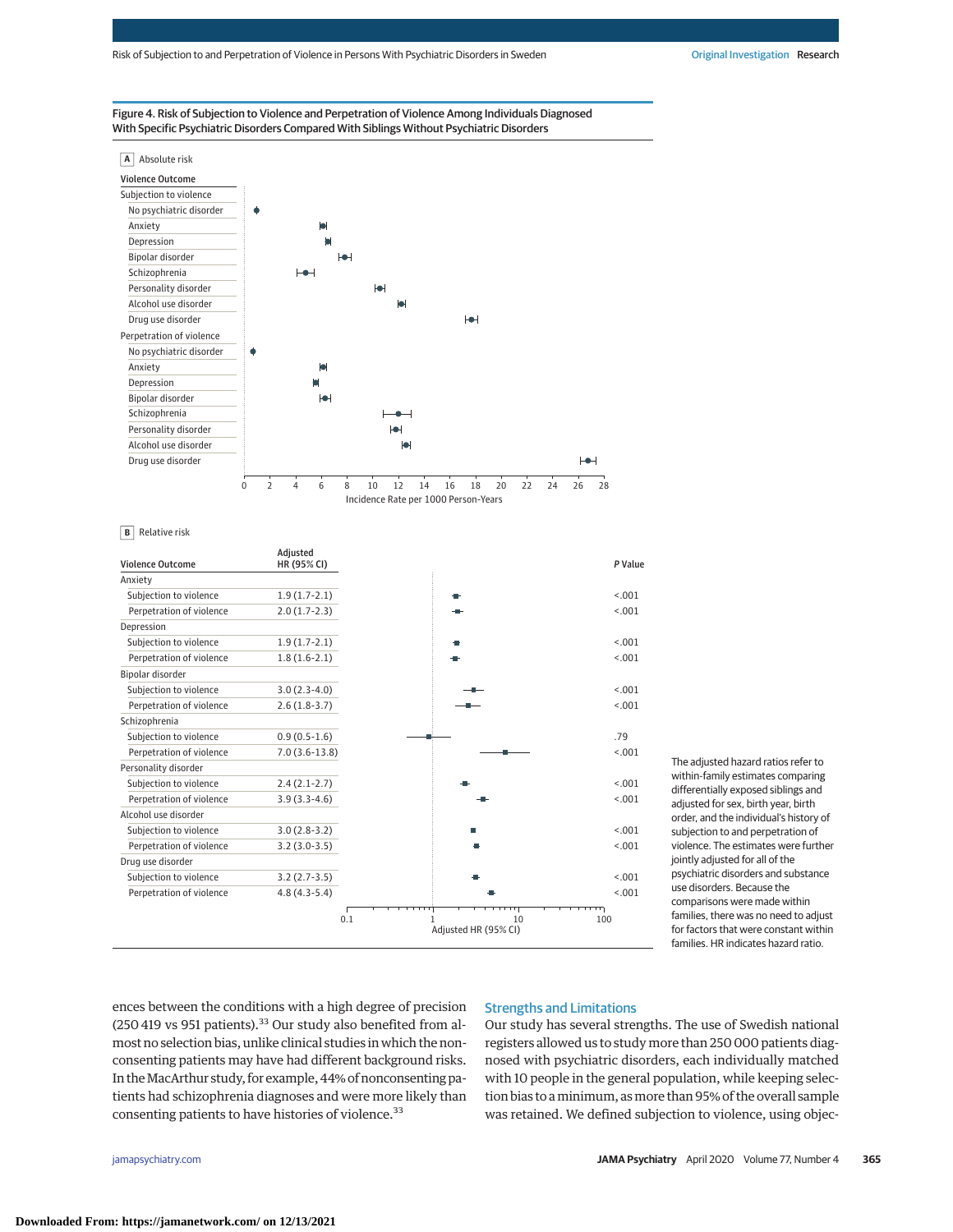**Figure 4. Risk of Subjection to Violence and Perpetration of Violence Among Individuals Diagnosed With Specific Psychiatric Disorders Compared With Siblings Without Psychiatric Disorders**

**A** Absolute risk

| Violence Outcome |
|---|
| **Subjection to violence** |
| No psychiatric disorder |
| Anxiety |
| Depression |
| Bipolar disorder |
| Schizophrenia |
| Personality disorder |
| Alcohol use disorder |
| Drug use disorder |
| **Perpetration of violence** |
| No psychiatric disorder |
| Anxiety |
| Depression |
| Bipolar disorder |
| Schizophrenia |
| Personality disorder |
| Alcohol use disorder |
| Drug use disorder |

Incidence Rate per 1000 Person-Years

**B** Relative risk

| Violence Outcome | Adjusted HR (95% CI) | P Value |
|---|---|---|
| **Anxiety** | | |
| Subjection to violence | 1.9 (1.7-2.1) | <.001 |
| Perpetration of violence | 2.0 (1.7-2.3) | <.001 |
| **Depression** | | |
| Subjection to violence | 1.9 (1.7-2.1) | <.001 |
| Perpetration of violence | 1.8 (1.6-2.1) | <.001 |
| **Bipolar disorder** | | |
| Subjection to violence | 3.0 (2.3-4.0) | <.001 |
| Perpetration of violence | 2.6 (1.8-3.7) | <.001 |
| **Schizophrenia** | | |
| Subjection to violence | 0.9 (0.5-1.6) | .79 |
| Perpetration of violence | 7.0 (3.6-13.8) | <.001 |
| **Personality disorder** | | |
| Subjection to violence | 2.4 (2.1-2.7) | <.001 |
| Perpetration of violence | 3.9 (3.3-4.6) | <.001 |
| **Alcohol use disorder** | | |
| Subjection to violence | 3.0 (2.8-3.2) | <.001 |
| Perpetration of violence | 3.2 (3.0-3.5) | <.001 |
| **Drug use disorder** | | |
| Subjection to violence | 3.2 (2.7-3.5) | <.001 |
| Perpetration of violence | 4.8 (4.3-5.4) | <.001 |

Adjusted HR (95% CI)

The adjusted hazard ratios refer to within-family estimates comparing differentially exposed siblings and adjusted for sex, birth year, birth order, and the individual's history of subjection to and perpetration of violence. The estimates were further jointly adjusted for all of the psychiatric disorders and substance use disorders. Because the comparisons were made within families, there was no need to adjust for factors that were constant within families. HR indicates hazard ratio.

ences between the conditions with a high degree of precision (250 419 vs 951 patients).[33] Our study also benefited from almost no selection bias, unlike clinical studies in which the nonconsenting patients may have had different background risks. In the MacArthur study, for example, 44% of nonconsenting patients had schizophrenia diagnoses and were more likely than consenting patients to have histories of violence.[33]

## Strengths and Limitations

Our study has several strengths. The use of Swedish national registers allowed us to study more than 250 000 patients diagnosed with psychiatric disorders, each individually matched with 10 people in the general population, while keeping selection bias to a minimum, as more than 95% of the overall sample was retained. We defined subjection to violence, using objec-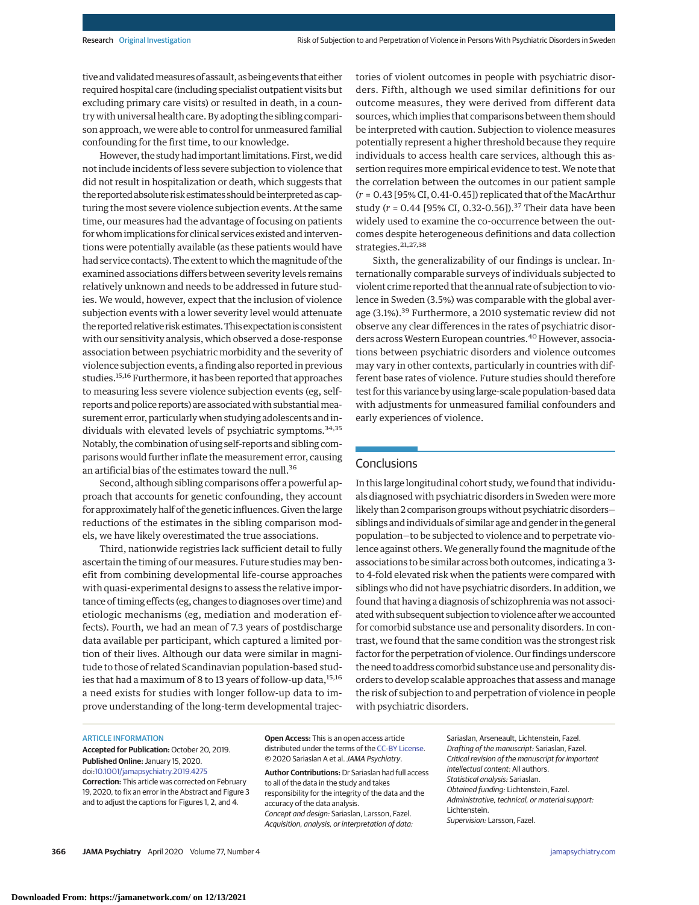tive and validated measures of assault, as being events that either required hospital care (including specialist outpatient visits but excluding primary care visits) or resulted in death, in a country with universal health care. By adopting the sibling comparison approach, we were able to control for unmeasured familial confounding for the first time, to our knowledge.

However, the study had important limitations. First, we did not include incidents of less severe subjection to violence that did not result in hospitalization or death, which suggests that the reported absolute risk estimates should be interpreted as capturing the most severe violence subjection events. At the same time, our measures had the advantage of focusing on patients for whom implications for clinical services existed and interventions were potentially available (as these patients would have had service contacts). The extent to which the magnitude of the examined associations differs between severity levels remains relatively unknown and needs to be addressed in future studies. We would, however, expect that the inclusion of violence subjection events with a lower severity level would attenuate the reported relative risk estimates. This expectation is consistent with our sensitivity analysis, which observed a dose-response association between psychiatric morbidity and the severity of violence subjection events, a finding also reported in previous studies.[15,16] Furthermore, it has been reported that approaches to measuring less severe violence subjection events (eg, self-reports and police reports) are associated with substantial measurement error, particularly when studying adolescents and individuals with elevated levels of psychiatric symptoms.[34,35] Notably, the combination of using self-reports and sibling comparisons would further inflate the measurement error, causing an artificial bias of the estimates toward the null.[36]

Second, although sibling comparisons offer a powerful approach that accounts for genetic confounding, they account for approximately half of the genetic influences. Given the large reductions of the estimates in the sibling comparison models, we have likely overestimated the true associations.

Third, nationwide registries lack sufficient detail to fully ascertain the timing of our measures. Future studies may benefit from combining developmental life-course approaches with quasi-experimental designs to assess the relative importance of timing effects (eg, changes to diagnoses over time) and etiologic mechanisms (eg, mediation and moderation effects). Fourth, we had an mean of 7.3 years of postdischarge data available per participant, which captured a limited portion of their lives. Although our data were similar in magnitude to those of related Scandinavian population-based studies that had a maximum of 8 to 13 years of follow-up data,[15,16] a need exists for studies with longer follow-up data to improve understanding of the long-term developmental trajectories of violent outcomes in people with psychiatric disorders. Fifth, although we used similar definitions for our outcome measures, they were derived from different data sources, which implies that comparisons between them should be interpreted with caution. Subjection to violence measures potentially represent a higher threshold because they require individuals to access health care services, although this assertion requires more empirical evidence to test. We note that the correlation between the outcomes in our patient sample ($r$ = 0.43 [95% CI, 0.41-0.45]) replicated that of the MacArthur study ($r$ = 0.44 [95% CI, 0.32-0.56]).[37] Their data have been widely used to examine the co-occurrence between the outcomes despite heterogeneous definitions and data collection strategies.[21,27,38]

Sixth, the generalizability of our findings is unclear. Internationally comparable surveys of individuals subjected to violent crime reported that the annual rate of subjection to violence in Sweden (3.5%) was comparable with the global average (3.1%).[39] Furthermore, a 2010 systematic review did not observe any clear differences in the rates of psychiatric disorders across Western European countries.[40] However, associations between psychiatric disorders and violence outcomes may vary in other contexts, particularly in countries with different base rates of violence. Future studies should therefore test for this variance by using large-scale population-based data with adjustments for unmeasured familial confounders and early experiences of violence.

## Conclusions

In this large longitudinal cohort study, we found that individuals diagnosed with psychiatric disorders in Sweden were more likely than 2 comparison groups without psychiatric disorders—siblings and individuals of similar age and gender in the general population—to be subjected to violence and to perpetrate violence against others. We generally found the magnitude of the associations to be similar across both outcomes, indicating a 3- to 4-fold elevated risk when the patients were compared with siblings who did not have psychiatric disorders. In addition, we found that having a diagnosis of schizophrenia was not associated with subsequent subjection to violence after we accounted for comorbid substance use and personality disorders. In contrast, we found that the same condition was the strongest risk factor for the perpetration of violence. Our findings underscore the need to address comorbid substance use and personality disorders to develop scalable approaches that assess and manage the risk of subjection to and perpetration of violence in people with psychiatric disorders.

ARTICLE INFORMATION

**Accepted for Publication:** October 20, 2019.

**Published Online:** January 15, 2020. doi:10.1001/jamapsychiatry.2019.4275

**Correction:** This article was corrected on February 19, 2020, to fix an error in the Abstract and Figure 3 and to adjust the captions for Figures 1, 2, and 4.

**Open Access:** This is an open access article distributed under the terms of the CC-BY License. © 2020 Sariaslan A et al. *JAMA Psychiatry*.

**Author Contributions:** Dr Sariaslan had full access to all of the data in the study and takes responsibility for the integrity of the data and the accuracy of the data analysis.
*Concept and design:* Sariaslan, Larsson, Fazel.
*Acquisition, analysis, or interpretation of data:* Sariaslan, Arseneault, Lichtenstein, Fazel.
*Drafting of the manuscript:* Sariaslan, Fazel.
*Critical revision of the manuscript for important intellectual content:* All authors.
*Statistical analysis:* Sariaslan.
*Obtained funding:* Lichtenstein, Fazel.
*Administrative, technical, or material support:* Lichtenstein.
*Supervision:* Larsson, Fazel.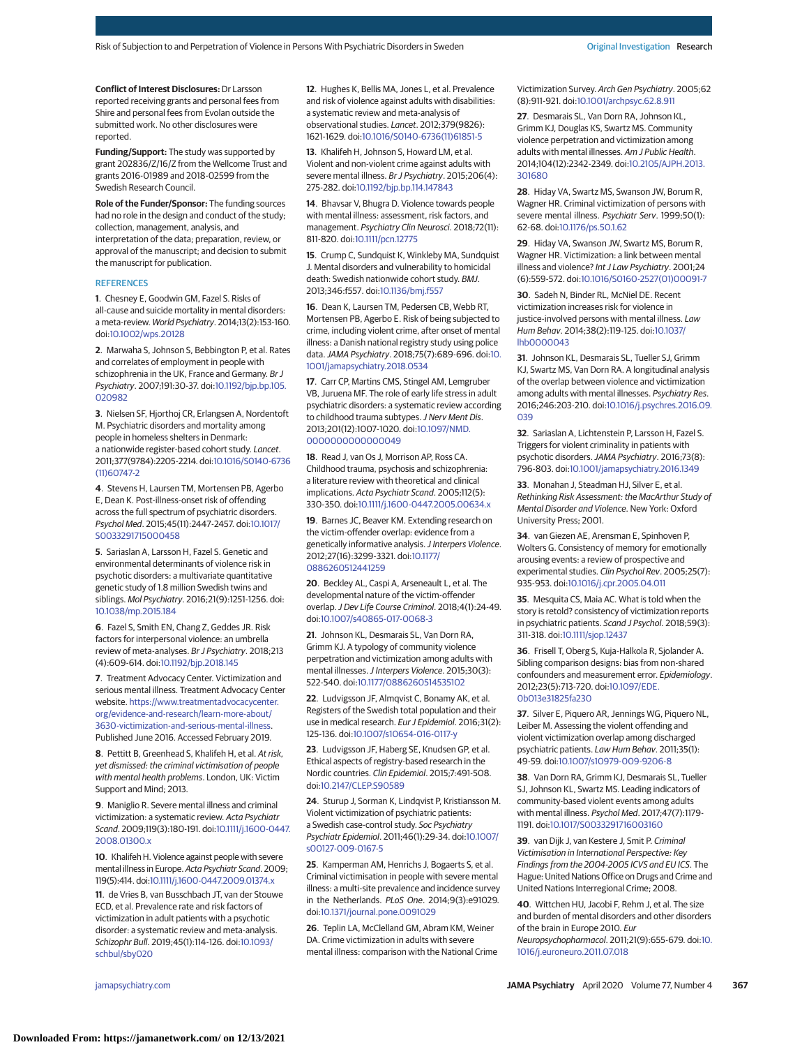**Conflict of Interest Disclosures:** Dr Larsson reported receiving grants and personal fees from Shire and personal fees from Evolan outside the submitted work. No other disclosures were reported.

**Funding/Support:** The study was supported by grant 202836/Z/16/Z from the Wellcome Trust and grants 2016-01989 and 2018-02599 from the Swedish Research Council.

**Role of the Funder/Sponsor:** The funding sources had no role in the design and conduct of the study; collection, management, analysis, and interpretation of the data; preparation, review, or approval of the manuscript; and decision to submit the manuscript for publication.

## REFERENCES

1. Chesney E, Goodwin GM, Fazel S. Risks of all-cause and suicide mortality in mental disorders: a meta-review. *World Psychiatry*. 2014;13(2):153-160. doi:10.1002/wps.20128

2. Marwaha S, Johnson S, Bebbington P, et al. Rates and correlates of employment in people with schizophrenia in the UK, France and Germany. *Br J Psychiatry*. 2007;191:30-37. doi:10.1192/bjp.bp.105.020982

3. Nielsen SF, Hjorthoj CR, Erlangsen A, Nordentoft M. Psychiatric disorders and mortality among people in homeless shelters in Denmark: a nationwide register-based cohort study. *Lancet*. 2011;377(9784):2205-2214. doi:10.1016/S0140-6736(11)60747-2

4. Stevens H, Laursen TM, Mortensen PB, Agerbo E, Dean K. Post-illness-onset risk of offending across the full spectrum of psychiatric disorders. *Psychol Med*. 2015;45(11):2447-2457. doi:10.1017/S0033291715000458

5. Sariaslan A, Larsson H, Fazel S. Genetic and environmental determinants of violence risk in psychotic disorders: a multivariate quantitative genetic study of 1.8 million Swedish twins and siblings. *Mol Psychiatry*. 2016;21(9):1251-1256. doi:10.1038/mp.2015.184

6. Fazel S, Smith EN, Chang Z, Geddes JR. Risk factors for interpersonal violence: an umbrella review of meta-analyses. *Br J Psychiatry*. 2018;213(4):609-614. doi:10.1192/bjp.2018.145

7. Treatment Advocacy Center. Victimization and serious mental illness. Treatment Advocacy Center website. https://www.treatmentadvocacycenter.org/evidence-and-research/learn-more-about/3630-victimization-and-serious-mental-illness. Published June 2016. Accessed February 2019.

8. Pettitt B, Greenhead S, Khalifeh H, et al. *At risk, yet dismissed: the criminal victimisation of people with mental health problems*. London, UK: Victim Support and Mind; 2013.

9. Maniglio R. Severe mental illness and criminal victimization: a systematic review. *Acta Psychiatr Scand*. 2009;119(3):180-191. doi:10.1111/j.1600-0447.2008.01300.x

10. Khalifeh H. Violence against people with severe mental illness in Europe. *Acta Psychiatr Scand*. 2009;119(5):414. doi:10.1111/j.1600-0447.2009.01374.x

11. de Vries B, van Busschbach JT, van der Stouwe ECD, et al. Prevalence rate and risk factors of victimization in adult patients with a psychotic disorder: a systematic review and meta-analysis. *Schizophr Bull*. 2019;45(1):114-126. doi:10.1093/schbul/sby020

12. Hughes K, Bellis MA, Jones L, et al. Prevalence and risk of violence against adults with disabilities: a systematic review and meta-analysis of observational studies. *Lancet*. 2012;379(9826):1621-1629. doi:10.1016/S0140-6736(11)61851-5

13. Khalifeh H, Johnson S, Howard LM, et al. Violent and non-violent crime against adults with severe mental illness. *Br J Psychiatry*. 2015;206(4):275-282. doi:10.1192/bjp.bp.114.147843

14. Bhavsar V, Bhugra D. Violence towards people with mental illness: assessment, risk factors, and management. *Psychiatry Clin Neurosci*. 2018;72(11):811-820. doi:10.1111/pcn.12775

15. Crump C, Sundquist K, Winkleby MA, Sundquist J. Mental disorders and vulnerability to homicidal death: Swedish nationwide cohort study. *BMJ*. 2013;346:f557. doi:10.1136/bmj.f557

16. Dean K, Laursen TM, Pedersen CB, Webb RT, Mortensen PB, Agerbo E. Risk of being subjected to crime, including violent crime, after onset of mental illness: a Danish national registry study using police data. *JAMA Psychiatry*. 2018;75(7):689-696. doi:10.1001/jamapsychiatry.2018.0534

17. Carr CP, Martins CMS, Stingel AM, Lemgruber VB, Juruena MF. The role of early life stress in adult psychiatric disorders: a systematic review according to childhood trauma subtypes. *J Nerv Ment Dis*. 2013;201(12):1007-1020. doi:10.1097/NMD.0000000000000049

18. Read J, van Os J, Morrison AP, Ross CA. Childhood trauma, psychosis and schizophrenia: a literature review with theoretical and clinical implications. *Acta Psychiatr Scand*. 2005;112(5):330-350. doi:10.1111/j.1600-0447.2005.00634.x

19. Barnes JC, Beaver KM. Extending research on the victim-offender overlap: evidence from a genetically informative analysis. *J Interpers Violence*. 2012;27(16):3299-3321. doi:10.1177/0886260512441259

20. Beckley AL, Caspi A, Arseneault L, et al. The developmental nature of the victim-offender overlap. *J Dev Life Course Criminol*. 2018;4(1):24-49. doi:10.1007/s40865-017-0068-3

21. Johnson KL, Desmarais SL, Van Dorn RA, Grimm KJ. A typology of community violence perpetration and victimization among adults with mental illnesses. *J Interpers Violence*. 2015;30(3):522-540. doi:10.1177/0886260514535102

22. Ludvigsson JF, Almqvist C, Bonamy AK, et al. Registers of the Swedish total population and their use in medical research. *Eur J Epidemiol*. 2016;31(2):125-136. doi:10.1007/s10654-016-0117-y

23. Ludvigsson JF, Haberg SE, Knudsen GP, et al. Ethical aspects of registry-based research in the Nordic countries. *Clin Epidemiol*. 2015;7:491-508. doi:10.2147/CLEP.S90589

24. Sturup J, Sorman K, Lindqvist P, Kristiansson M. Violent victimization of psychiatric patients: a Swedish case-control study. *Soc Psychiatry Psychiatr Epidemiol*. 2011;46(1):29-34. doi:10.1007/s00127-009-0167-5

25. Kamperman AM, Henrichs J, Bogaerts S, et al. Criminal victimisation in people with severe mental illness: a multi-site prevalence and incidence survey in the Netherlands. *PLoS One*. 2014;9(3):e91029. doi:10.1371/journal.pone.0091029

26. Teplin LA, McClelland GM, Abram KM, Weiner DA. Crime victimization in adults with severe mental illness: comparison with the National Crime Victimization Survey. *Arch Gen Psychiatry*. 2005;62(8):911-921. doi:10.1001/archpsyc.62.8.911

27. Desmarais SL, Van Dorn RA, Johnson KL, Grimm KJ, Douglas KS, Swartz MS. Community violence perpetration and victimization among adults with mental illnesses. *Am J Public Health*. 2014;104(12):2342-2349. doi:10.2105/AJPH.2013.301680

28. Hiday VA, Swartz MS, Swanson JW, Borum R, Wagner HR. Criminal victimization of persons with severe mental illness. *Psychiatr Serv*. 1999;50(1):62-68. doi:10.1176/ps.50.1.62

29. Hiday VA, Swanson JW, Swartz MS, Borum R, Wagner HR. Victimization: a link between mental illness and violence? *Int J Law Psychiatry*. 2001;24(6):559-572. doi:10.1016/S0160-2527(01)00091-7

30. Sadeh N, Binder RL, McNiel DE. Recent victimization increases risk for violence in justice-involved persons with mental illness. *Law Hum Behav*. 2014;38(2):119-125. doi:10.1037/lhb0000043

31. Johnson KL, Desmarais SL, Tueller SJ, Grimm KJ, Swartz MS, Van Dorn RA. A longitudinal analysis of the overlap between violence and victimization among adults with mental illnesses. *Psychiatry Res*. 2016;246:203-210. doi:10.1016/j.psychres.2016.09.039

32. Sariaslan A, Lichtenstein P, Larsson H, Fazel S. Triggers for violent criminality in patients with psychotic disorders. *JAMA Psychiatry*. 2016;73(8):796-803. doi:10.1001/jamapsychiatry.2016.1349

33. Monahan J, Steadman HJ, Silver E, et al. *Rethinking Risk Assessment: the MacArthur Study of Mental Disorder and Violence*. New York: Oxford University Press; 2001.

34. van Giezen AE, Arensman E, Spinhoven P, Wolters G. Consistency of memory for emotionally arousing events: a review of prospective and experimental studies. *Clin Psychol Rev*. 2005;25(7):935-953. doi:10.1016/j.cpr.2005.04.011

35. Mesquita CS, Maia AC. What is told when the story is retold? consistency of victimization reports in psychiatric patients. *Scand J Psychol*. 2018;59(3):311-318. doi:10.1111/sjop.12437

36. Frisell T, Oberg S, Kuja-Halkola R, Sjolander A. Sibling comparison designs: bias from non-shared confounders and measurement error. *Epidemiology*. 2012;23(5):713-720. doi:10.1097/EDE.0b013e31825fa230

37. Silver E, Piquero AR, Jennings WG, Piquero NL, Leiber M. Assessing the violent offending and violent victimization overlap among discharged psychiatric patients. *Law Hum Behav*. 2011;35(1):49-59. doi:10.1007/s10979-009-9206-8

38. Van Dorn RA, Grimm KJ, Desmarais SL, Tueller SJ, Johnson KL, Swartz MS. Leading indicators of community-based violent events among adults with mental illness. *Psychol Med*. 2017;47(7):1179-1191. doi:10.1017/S0033291716003160

39. van Dijk J, van Kestere J, Smit P. *Criminal Victimisation in International Perspective: Key Findings from the 2004-2005 ICVS and EU ICS*. The Hague: United Nations Office on Drugs and Crime and United Nations Interregional Crime; 2008.

40. Wittchen HU, Jacobi F, Rehm J, et al. The size and burden of mental disorders and other disorders of the brain in Europe 2010. *Eur Neuropsychopharmacol*. 2011;21(9):655-679. doi:10.1016/j.euroneuro.2011.07.018